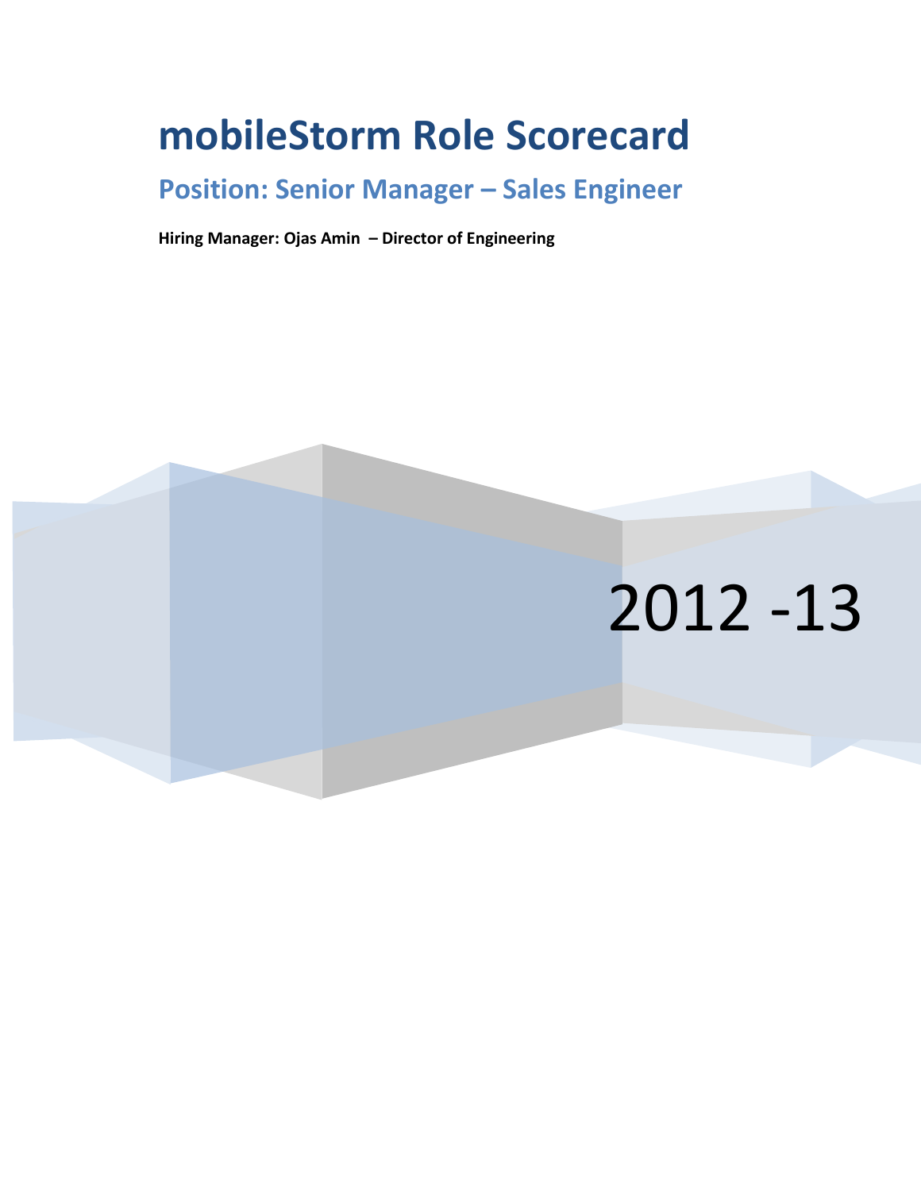# mobileStorm Role Scorecard

## Position: Senior Manager – Sales Engineer

**Hiring Manager: Ojas Amin – Director of Engineering**

2012 -13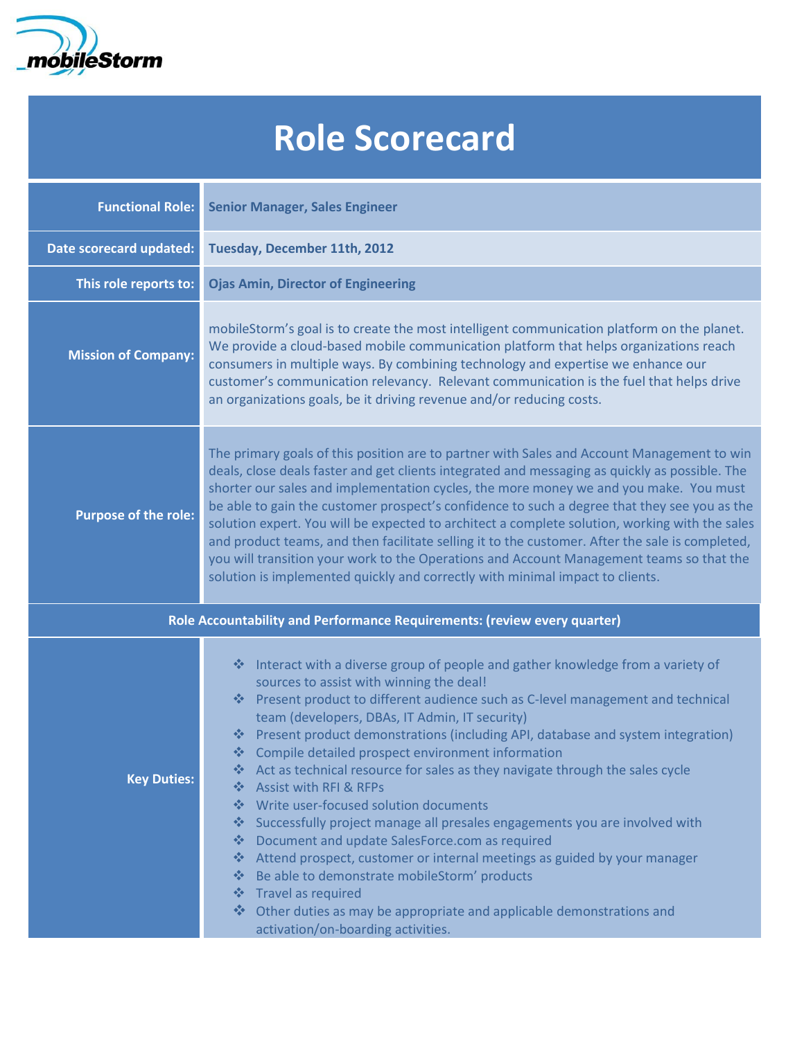mobileStorm

# Role Scorecard

| | |
|---|---|
| **Functional Role:** | **Senior Manager, Sales Engineer** |
| **Date scorecard updated:** | **Tuesday, December 11th, 2012** |
| **This role reports to:** | **Ojas Amin, Director of Engineering** |
| **Mission of Company:** | mobileStorm's goal is to create the most intelligent communication platform on the planet. We provide a cloud-based mobile communication platform that helps organizations reach consumers in multiple ways. By combining technology and expertise we enhance our customer's communication relevancy. Relevant communication is the fuel that helps drive an organizations goals, be it driving revenue and/or reducing costs. |
| **Purpose of the role:** | The primary goals of this position are to partner with Sales and Account Management to win deals, close deals faster and get clients integrated and messaging as quickly as possible. The shorter our sales and implementation cycles, the more money we and you make. You must be able to gain the customer prospect's confidence to such a degree that they see you as the solution expert. You will be expected to architect a complete solution, working with the sales and product teams, and then facilitate selling it to the customer. After the sale is completed, you will transition your work to the Operations and Account Management teams so that the solution is implemented quickly and correctly with minimal impact to clients. |
| **Role Accountability and Performance Requirements: (review every quarter)** | |
| **Key Duties:** | ❖ Interact with a diverse group of people and gather knowledge from a variety of sources to assist with winning the deal!<br>❖ Present product to different audience such as C-level management and technical team (developers, DBAs, IT Admin, IT security)<br>❖ Present product demonstrations (including API, database and system integration)<br>❖ Compile detailed prospect environment information<br>❖ Act as technical resource for sales as they navigate through the sales cycle<br>❖ Assist with RFI & RFPs<br>❖ Write user-focused solution documents<br>❖ Successfully project manage all presales engagements you are involved with<br>❖ Document and update SalesForce.com as required<br>❖ Attend prospect, customer or internal meetings as guided by your manager<br>❖ Be able to demonstrate mobileStorm' products<br>❖ Travel as required<br>❖ Other duties as may be appropriate and applicable demonstrations and activation/on-boarding activities. |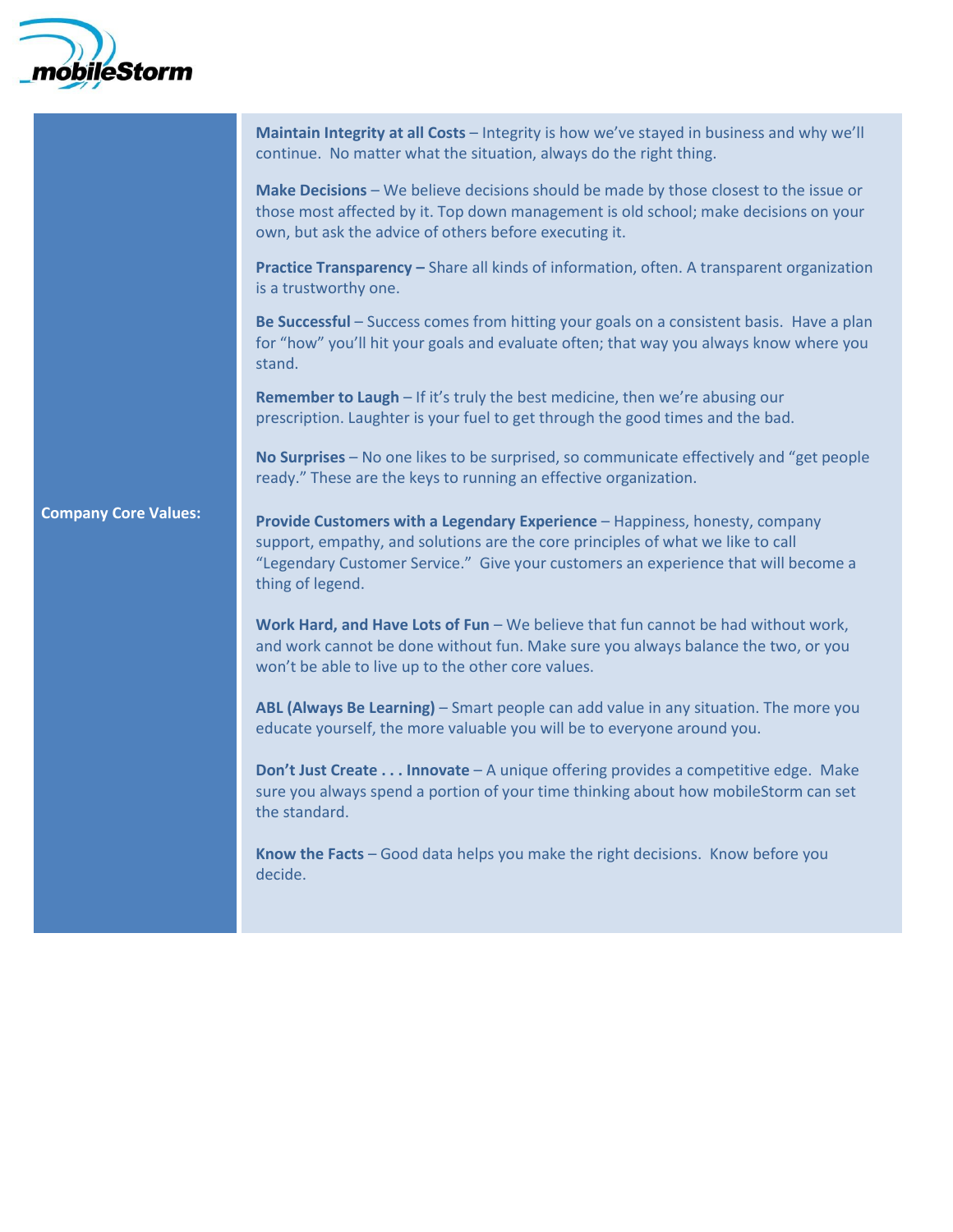| Company Core Values: | |
|---|---|
| | **Maintain Integrity at all Costs** – Integrity is how we've stayed in business and why we'll continue. No matter what the situation, always do the right thing. |
| | **Make Decisions** – We believe decisions should be made by those closest to the issue or those most affected by it. Top down management is old school; make decisions on your own, but ask the advice of others before executing it. |
| | **Practice Transparency –** Share all kinds of information, often. A transparent organization is a trustworthy one. |
| | **Be Successful** – Success comes from hitting your goals on a consistent basis. Have a plan for "how" you'll hit your goals and evaluate often; that way you always know where you stand. |
| | **Remember to Laugh** – If it's truly the best medicine, then we're abusing our prescription. Laughter is your fuel to get through the good times and the bad. |
| | **No Surprises** – No one likes to be surprised, so communicate effectively and "get people ready." These are the keys to running an effective organization. |
| | **Provide Customers with a Legendary Experience** – Happiness, honesty, company support, empathy, and solutions are the core principles of what we like to call "Legendary Customer Service." Give your customers an experience that will become a thing of legend. |
| | **Work Hard, and Have Lots of Fun** – We believe that fun cannot be had without work, and work cannot be done without fun. Make sure you always balance the two, or you won't be able to live up to the other core values. |
| | **ABL (Always Be Learning)** – Smart people can add value in any situation. The more you educate yourself, the more valuable you will be to everyone around you. |
| | **Don't Just Create . . . Innovate** – A unique offering provides a competitive edge. Make sure you always spend a portion of your time thinking about how mobileStorm can set the standard. |
| | **Know the Facts** – Good data helps you make the right decisions. Know before you decide. |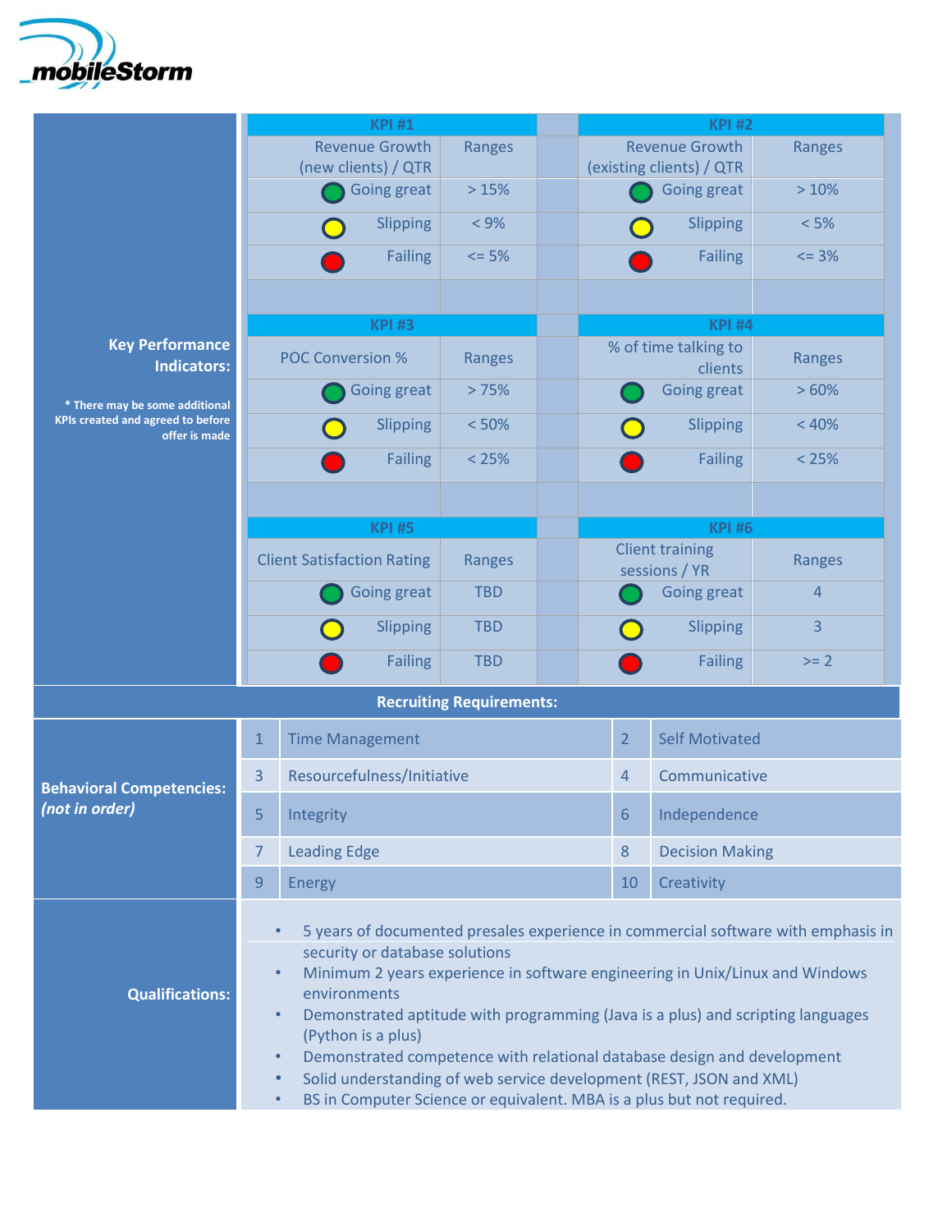## Key Performance Indicators:

*\* There may be some additional KPIs created and agreed to before offer is made*

| KPI #1 | | KPI #2 | |
|---|---|---|---|
| Revenue Growth (new clients) / QTR | Ranges | Revenue Growth (existing clients) / QTR | Ranges |
| Going great | > 15% | Going great | > 10% |
| Slipping | < 9% | Slipping | < 5% |
| Failing | <= 5% | Failing | <= 3% |

| KPI #3 | | KPI #4 | |
|---|---|---|---|
| POC Conversion % | Ranges | % of time talking to clients | Ranges |
| Going great | > 75% | Going great | > 60% |
| Slipping | < 50% | Slipping | < 40% |
| Failing | < 25% | Failing | < 25% |

| KPI #5 | | KPI #6 | |
|---|---|---|---|
| Client Satisfaction Rating | Ranges | Client training sessions / YR | Ranges |
| Going great | TBD | Going great | 4 |
| Slipping | TBD | Slipping | 3 |
| Failing | TBD | Failing | >= 2 |

## Recruiting Requirements:

### Behavioral Competencies: *(not in order)*

| # | Competency | # | Competency |
|---|---|---|---|
| 1 | Time Management | 2 | Self Motivated |
| 3 | Resourcefulness/Initiative | 4 | Communicative |
| 5 | Integrity | 6 | Independence |
| 7 | Leading Edge | 8 | Decision Making |
| 9 | Energy | 10 | Creativity |

### Qualifications:

- 5 years of documented presales experience in commercial software with emphasis in security or database solutions
- Minimum 2 years experience in software engineering in Unix/Linux and Windows environments
- Demonstrated aptitude with programming (Java is a plus) and scripting languages (Python is a plus)
- Demonstrated competence with relational database design and development
- Solid understanding of web service development (REST, JSON and XML)
- BS in Computer Science or equivalent. MBA is a plus but not required.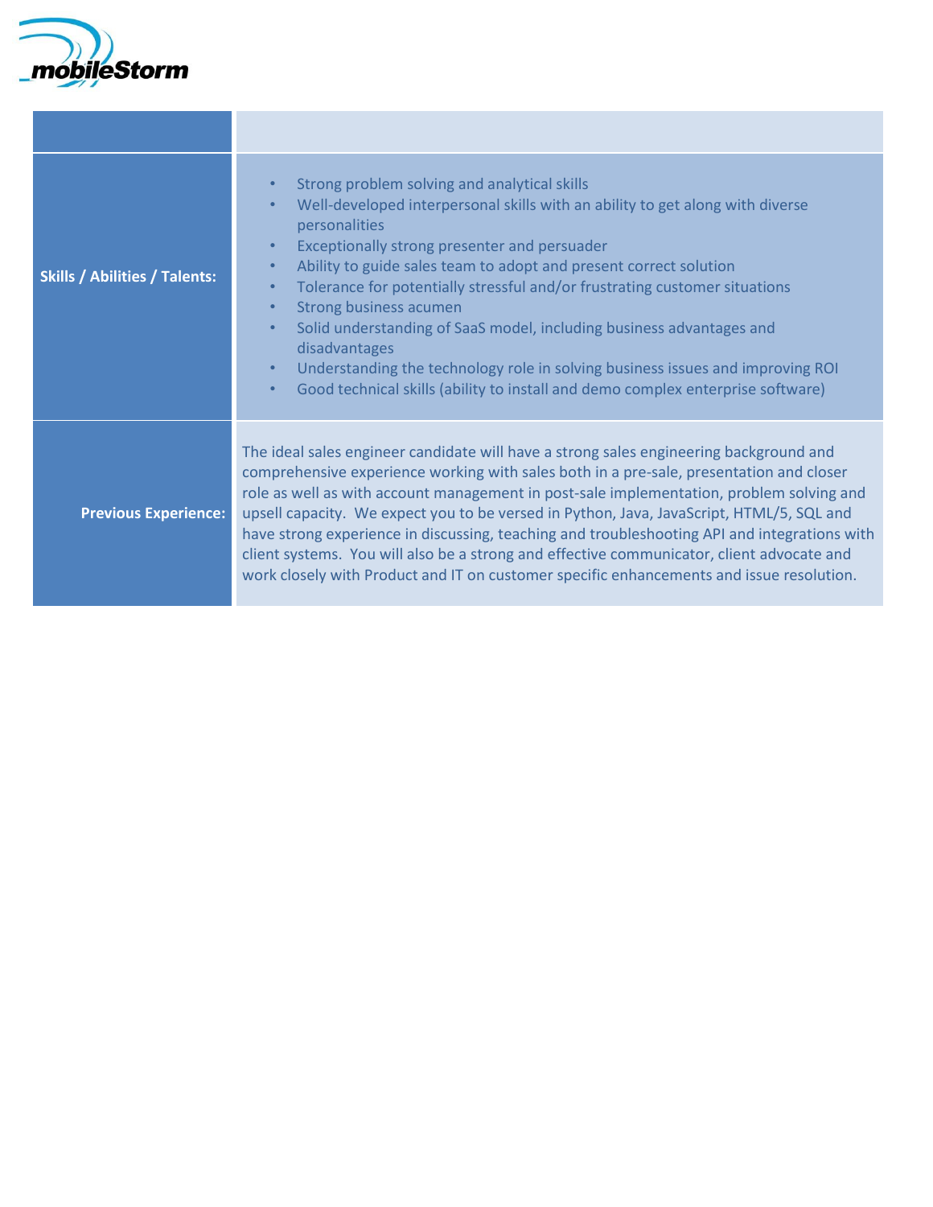| | |
|---|---|
| **Skills / Abilities / Talents:** | • Strong problem solving and analytical skills<br>• Well-developed interpersonal skills with an ability to get along with diverse personalities<br>• Exceptionally strong presenter and persuader<br>• Ability to guide sales team to adopt and present correct solution<br>• Tolerance for potentially stressful and/or frustrating customer situations<br>• Strong business acumen<br>• Solid understanding of SaaS model, including business advantages and disadvantages<br>• Understanding the technology role in solving business issues and improving ROI<br>• Good technical skills (ability to install and demo complex enterprise software) |
| **Previous Experience:** | The ideal sales engineer candidate will have a strong sales engineering background and comprehensive experience working with sales both in a pre-sale, presentation and closer role as well as with account management in post-sale implementation, problem solving and upsell capacity. We expect you to be versed in Python, Java, JavaScript, HTML/5, SQL and have strong experience in discussing, teaching and troubleshooting API and integrations with client systems. You will also be a strong and effective communicator, client advocate and work closely with Product and IT on customer specific enhancements and issue resolution. |